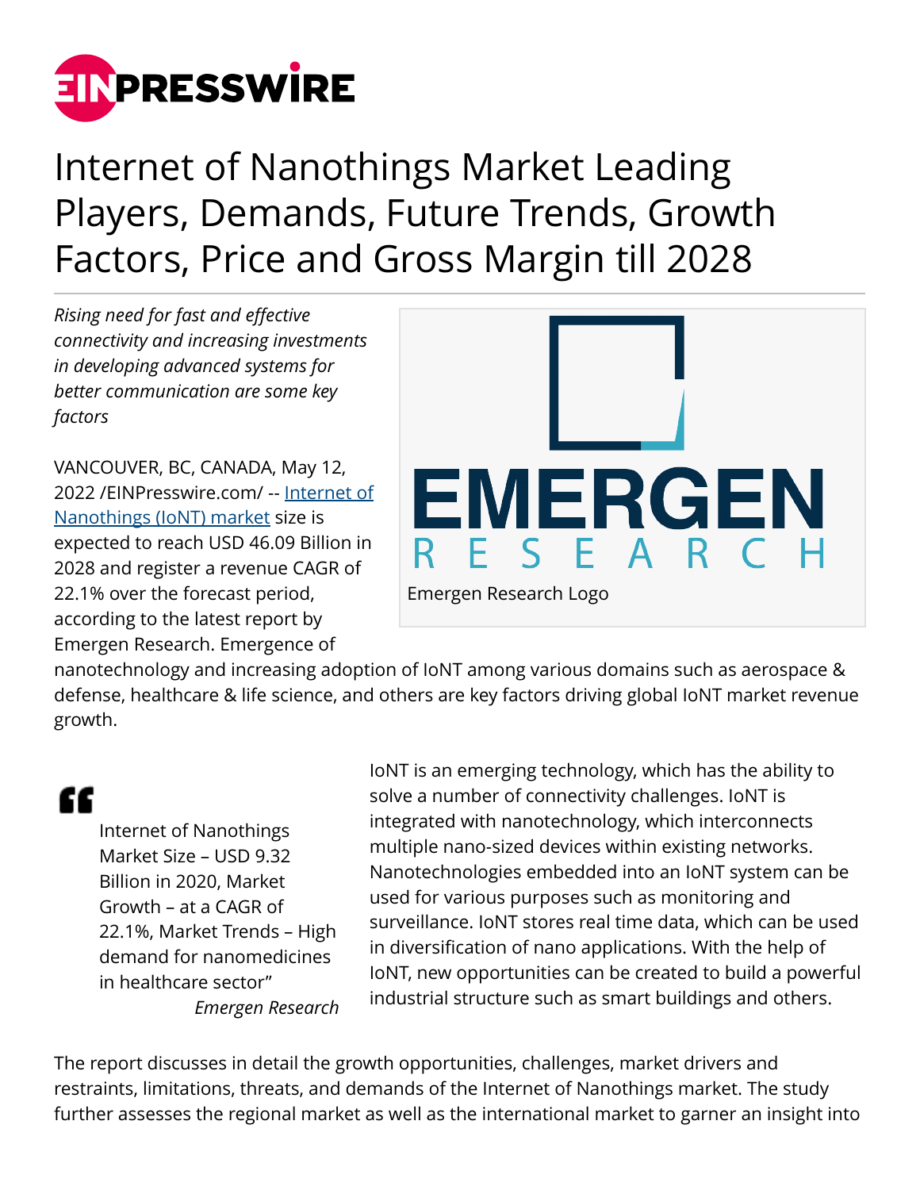# Internet of Nanothings Market Leading Players, Demands, Future Trends, Growth Factors, Price and Gross Margin till 2028

*Rising need for fast and effective connectivity and increasing investments in developing advanced systems for better communication are some key factors*

Emergen Research Logo

VANCOUVER, BC, CANADA, May 12, 2022 /EINPresswire.com/ -- [Internet of Nanothings (IoNT) market](Internet of Nanothings (IoNT) market) size is expected to reach USD 46.09 Billion in 2028 and register a revenue CAGR of 22.1% over the forecast period, according to the latest report by Emergen Research. Emergence of nanotechnology and increasing adoption of IoNT among various domains such as aerospace & defense, healthcare & life science, and others are key factors driving global IoNT market revenue growth.

> Internet of Nanothings Market Size – USD 9.32 Billion in 2020, Market Growth – at a CAGR of 22.1%, Market Trends – High demand for nanomedicines in healthcare sector”
>
> *Emergen Research*

IoNT is an emerging technology, which has the ability to solve a number of connectivity challenges. IoNT is integrated with nanotechnology, which interconnects multiple nano-sized devices within existing networks. Nanotechnologies embedded into an IoNT system can be used for various purposes such as monitoring and surveillance. IoNT stores real time data, which can be used in diversification of nano applications. With the help of IoNT, new opportunities can be created to build a powerful industrial structure such as smart buildings and others.

The report discusses in detail the growth opportunities, challenges, market drivers and restraints, limitations, threats, and demands of the Internet of Nanothings market. The study further assesses the regional market as well as the international market to garner an insight into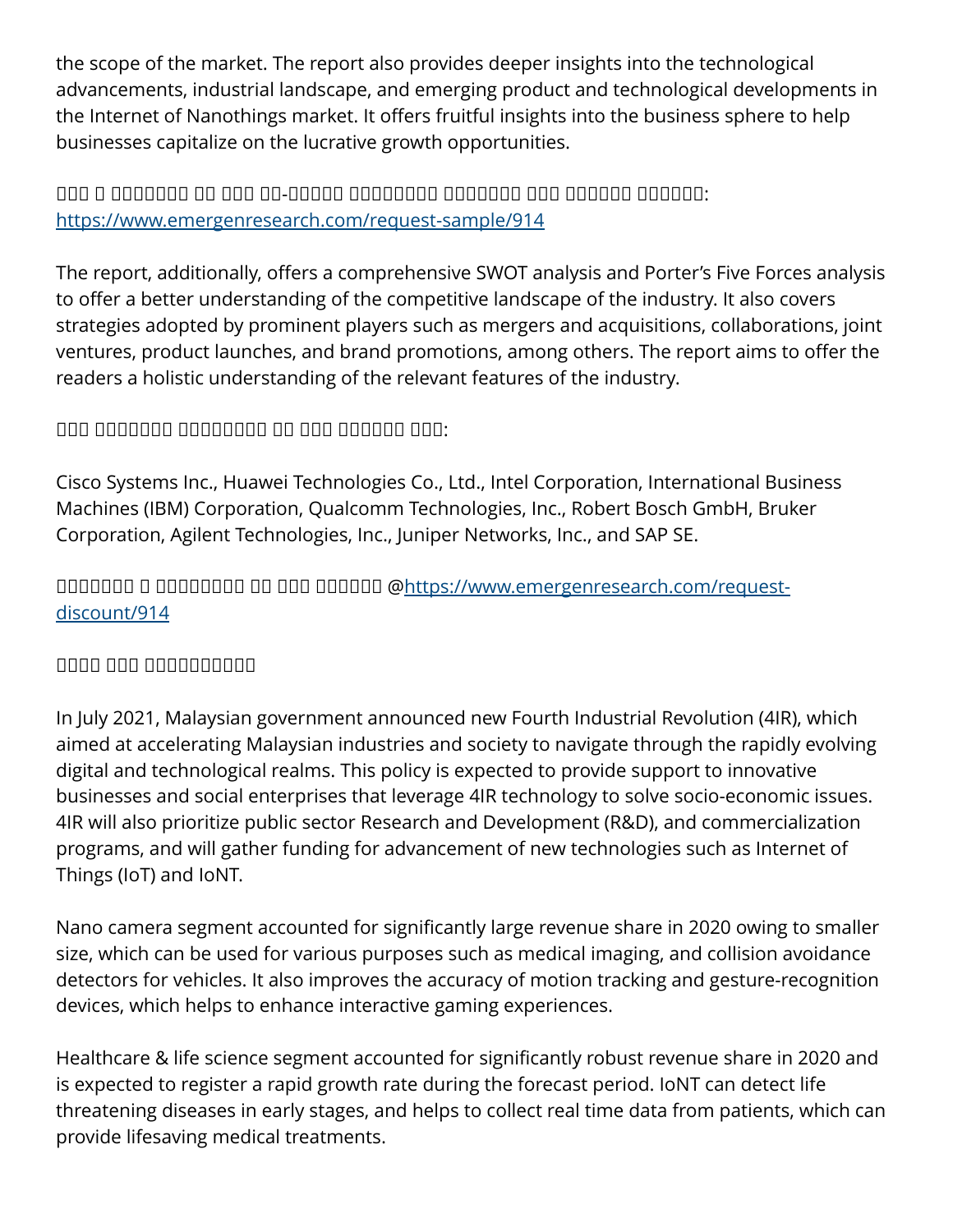the scope of the market. The report also provides deeper insights into the technological advancements, industrial landscape, and emerging product and technological developments in the Internet of Nanothings market. It offers fruitful insights into the business sphere to help businesses capitalize on the lucrative growth opportunities.

□□□ □ □□□□□□□□ □□ □□□□ □□-□□□□□ □□□□□□□□□ □□□□□□□□ □□□□ □□□□□□□ □□□□□□□: https://www.emergenresearch.com/request-sample/914

The report, additionally, offers a comprehensive SWOT analysis and Porter's Five Forces analysis to offer a better understanding of the competitive landscape of the industry. It also covers strategies adopted by prominent players such as mergers and acquisitions, collaborations, joint ventures, product launches, and brand promotions, among others. The report aims to offer the readers a holistic understanding of the relevant features of the industry.

□□□ □□□□□□□□ □□□□□□□□□ □□ □□□□ □□□□□□□ □□□:

Cisco Systems Inc., Huawei Technologies Co., Ltd., Intel Corporation, International Business Machines (IBM) Corporation, Qualcomm Technologies, Inc., Robert Bosch GmbH, Bruker Corporation, Agilent Technologies, Inc., Juniper Networks, Inc., and SAP SE.

□□□□□□□□ □ □□□□□□□□□ □□ □□□□ □□□□□□□ @https://www.emergenresearch.com/request-discount/914

□□□□ □□□ □□□□□□□□□□□

In July 2021, Malaysian government announced new Fourth Industrial Revolution (4IR), which aimed at accelerating Malaysian industries and society to navigate through the rapidly evolving digital and technological realms. This policy is expected to provide support to innovative businesses and social enterprises that leverage 4IR technology to solve socio-economic issues. 4IR will also prioritize public sector Research and Development (R&D), and commercialization programs, and will gather funding for advancement of new technologies such as Internet of Things (IoT) and IoNT.

Nano camera segment accounted for significantly large revenue share in 2020 owing to smaller size, which can be used for various purposes such as medical imaging, and collision avoidance detectors for vehicles. It also improves the accuracy of motion tracking and gesture-recognition devices, which helps to enhance interactive gaming experiences.

Healthcare & life science segment accounted for significantly robust revenue share in 2020 and is expected to register a rapid growth rate during the forecast period. IoNT can detect life threatening diseases in early stages, and helps to collect real time data from patients, which can provide lifesaving medical treatments.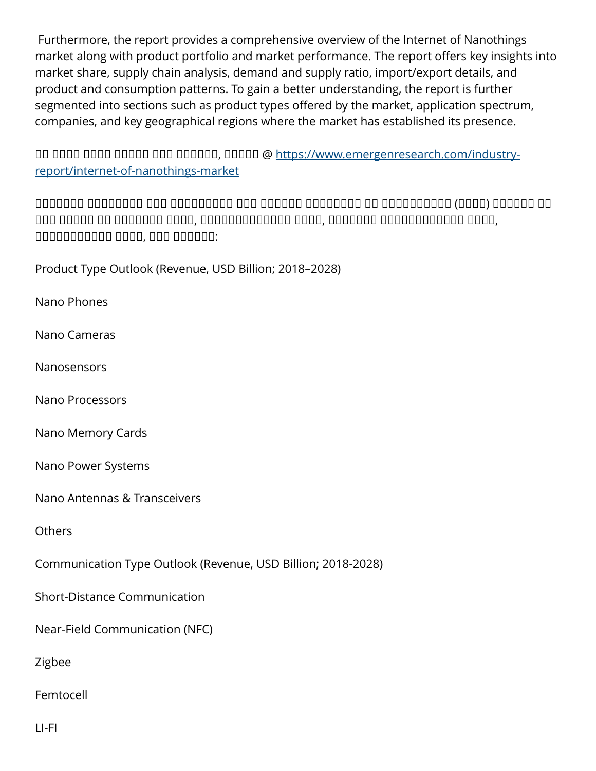Furthermore, the report provides a comprehensive overview of the Internet of Nanothings market along with product portfolio and market performance. The report offers key insights into market share, supply chain analysis, demand and supply ratio, import/export details, and product and consumption patterns. To gain a better understanding, the report is further segmented into sections such as product types offered by the market, application spectrum, companies, and key geographical regions where the market has established its presence.

□□ □□□□ □□□□ □□□□□□ □□□ □□□□□□□, □□□□□□ @ https://www.emergenresearch.com/industry-report/internet-of-nanothings-market

□□□□□□□□ □□□□□□□□□ □□□ □□□□□□□□□□□ □□□ □□□□□□□ □□□□□□□□□ □□ □□□□□□□□□□□□ (□□□□□) □□□□□□□ □□ □□□ □□□□□□ □□ □□□□□□□□ □□□□, □□□□□□□□□□□□□□□ □□□□, □□□□□□□□ □□□□□□□□□□□□□□□ □□□□, □□□□□□□□□□□□□ □□□□, □□□ □□□□□□□:

Product Type Outlook (Revenue, USD Billion; 2018–2028)

Nano Phones

Nano Cameras

Nanosensors

Nano Processors

Nano Memory Cards

Nano Power Systems

Nano Antennas & Transceivers

Others

Communication Type Outlook (Revenue, USD Billion; 2018-2028)

Short-Distance Communication

Near-Field Communication (NFC)

Zigbee

Femtocell

LI-FI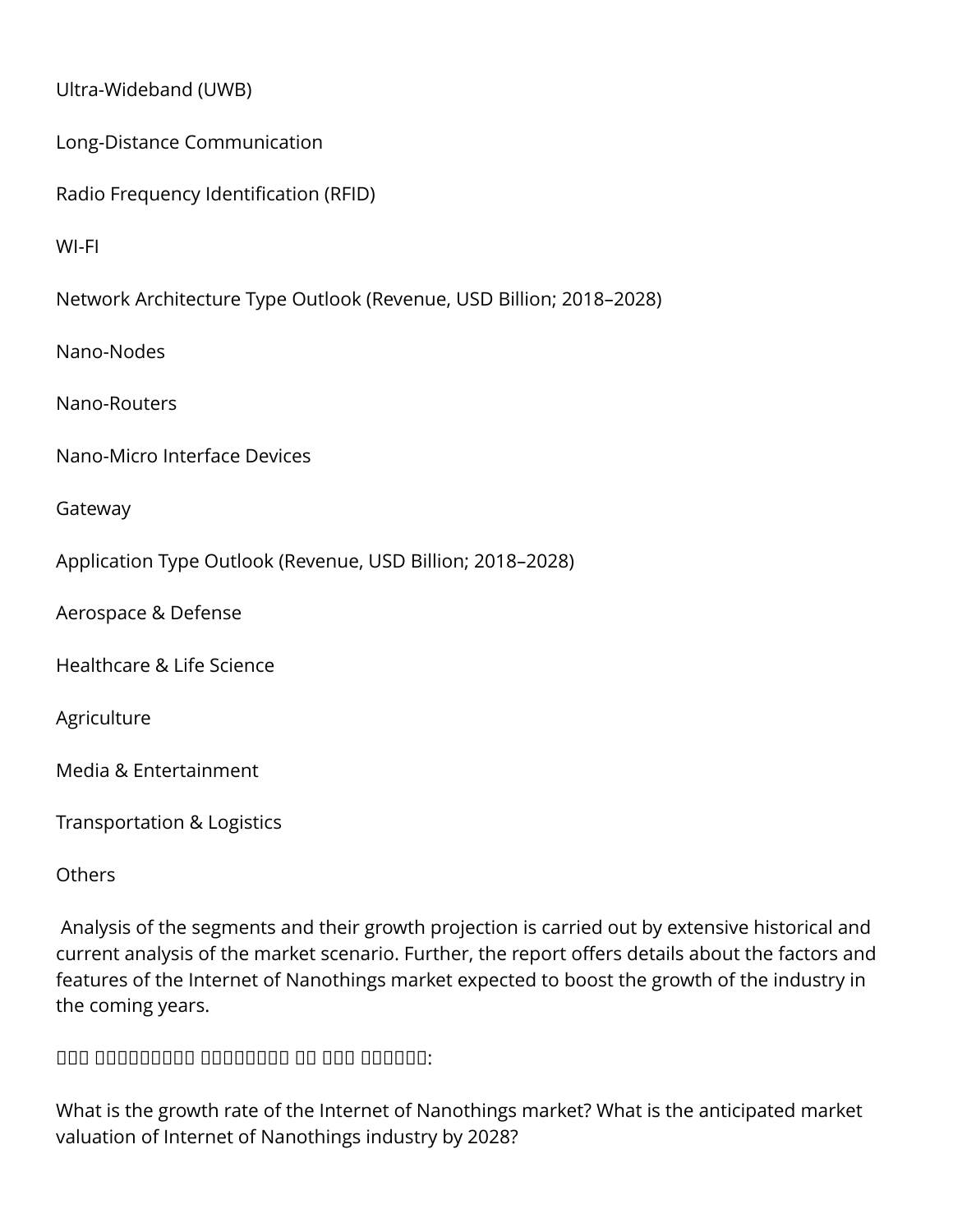Ultra-Wideband (UWB)

Long-Distance Communication

Radio Frequency Identification (RFID)

WI-FI

Network Architecture Type Outlook (Revenue, USD Billion; 2018–2028)

Nano-Nodes

Nano-Routers

Nano-Micro Interface Devices

Gateway

Application Type Outlook (Revenue, USD Billion; 2018–2028)

Aerospace & Defense

Healthcare & Life Science

Agriculture

Media & Entertainment

Transportation & Logistics

Others

Analysis of the segments and their growth projection is carried out by extensive historical and current analysis of the market scenario. Further, the report offers details about the factors and features of the Internet of Nanothings market expected to boost the growth of the industry in the coming years.

□□□ □□□□□□□□□□ □□□□□□□□□ □□ □□□ □□□□□□□:

What is the growth rate of the Internet of Nanothings market? What is the anticipated market valuation of Internet of Nanothings industry by 2028?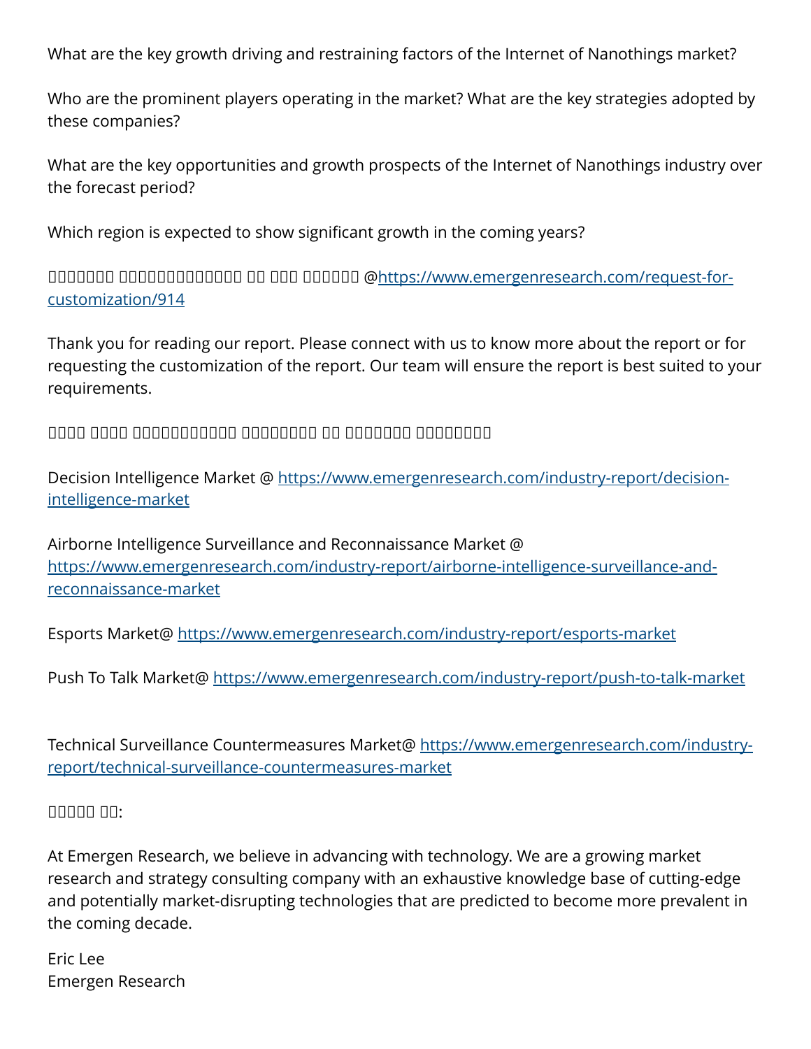What are the key growth driving and restraining factors of the Internet of Nanothings market?

Who are the prominent players operating in the market? What are the key strategies adopted by these companies?

What are the key opportunities and growth prospects of the Internet of Nanothings industry over the forecast period?

Which region is expected to show significant growth in the coming years?

□□□□□□□□ □□□□□□□□□□□□□□□ □□ □□□ □□□□□□□ @https://www.emergenresearch.com/request-for-customization/914

Thank you for reading our report. Please connect with us to know more about the report or for requesting the customization of the report. Our team will ensure the report is best suited to your requirements.

□□□□ □□□□ □□□□□□□□□□□□ □□□□□□□□□ □□ □□□□□□□□ □□□□□□□□□

Decision Intelligence Market @ https://www.emergenresearch.com/industry-report/decision-intelligence-market

Airborne Intelligence Surveillance and Reconnaissance Market @ https://www.emergenresearch.com/industry-report/airborne-intelligence-surveillance-and-reconnaissance-market

Esports Market@ https://www.emergenresearch.com/industry-report/esports-market

Push To Talk Market@ https://www.emergenresearch.com/industry-report/push-to-talk-market

Technical Surveillance Countermeasures Market@ https://www.emergenresearch.com/industry-report/technical-surveillance-countermeasures-market

□□□□□ □□:

At Emergen Research, we believe in advancing with technology. We are a growing market research and strategy consulting company with an exhaustive knowledge base of cutting-edge and potentially market-disrupting technologies that are predicted to become more prevalent in the coming decade.

Eric Lee
Emergen Research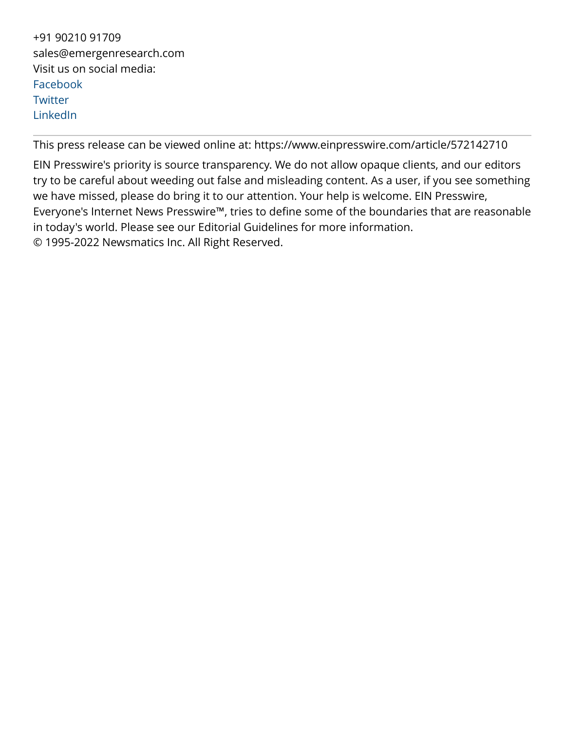+91 90210 91709
sales@emergenresearch.com
Visit us on social media:
Facebook
Twitter
LinkedIn

---

This press release can be viewed online at: https://www.einpresswire.com/article/572142710

EIN Presswire's priority is source transparency. We do not allow opaque clients, and our editors try to be careful about weeding out false and misleading content. As a user, if you see something we have missed, please do bring it to our attention. Your help is welcome. EIN Presswire, Everyone's Internet News Presswire™, tries to define some of the boundaries that are reasonable in today's world. Please see our Editorial Guidelines for more information.
© 1995-2022 Newsmatics Inc. All Right Reserved.